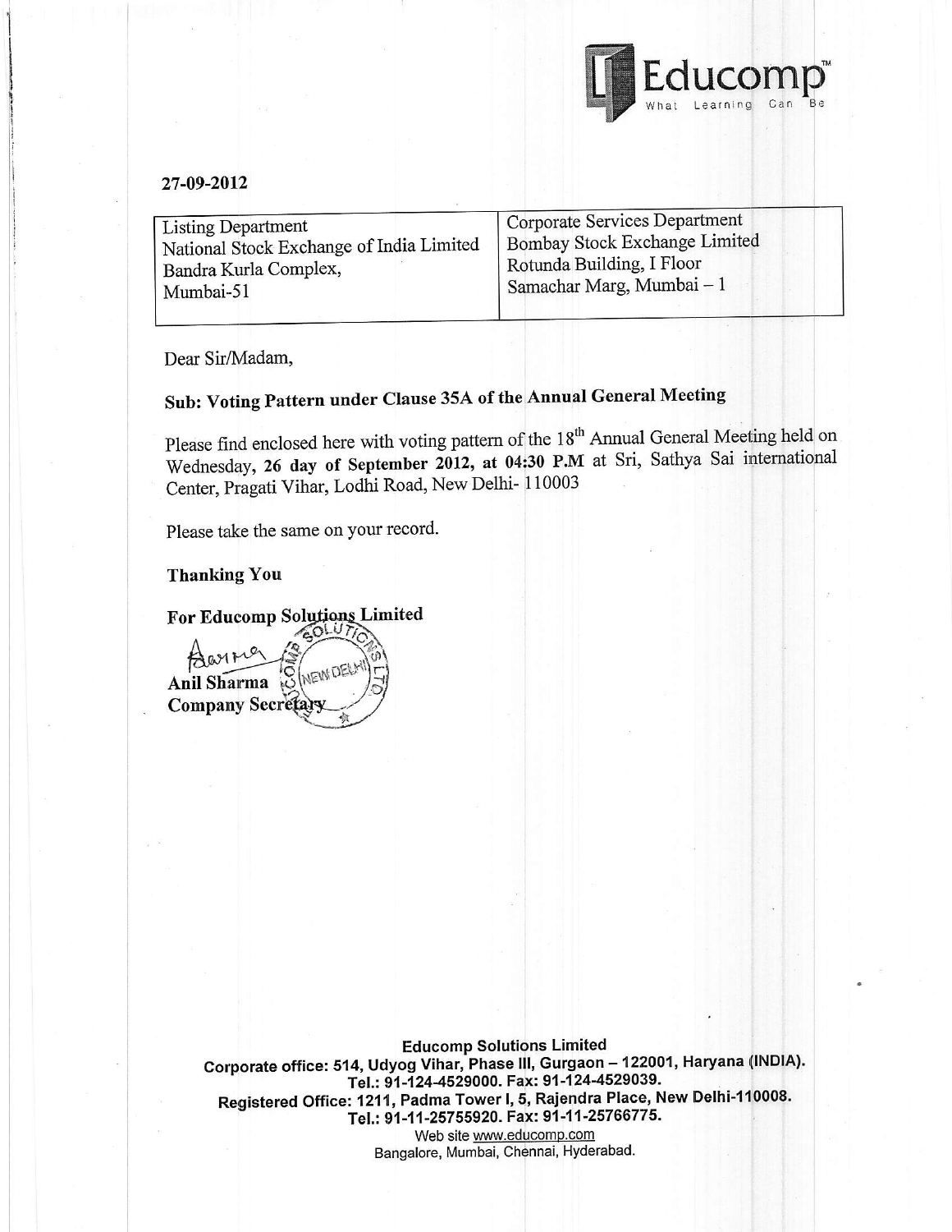Educomp™
What Learning Can Be

27-09-2012

| Listing Department<br>National Stock Exchange of India Limited<br>Bandra Kurla Complex,<br>Mumbai-51 | Corporate Services Department<br>Bombay Stock Exchange Limited<br>Rotunda Building, I Floor<br>Samachar Marg, Mumbai – 1 |
|---|---|

Dear Sir/Madam,

**Sub: Voting Pattern under Clause 35A of the Annual General Meeting**

Please find enclosed here with voting pattern of the 18th Annual General Meeting held on Wednesday, **26 day of September 2012, at 04:30 P.M** at Sri, Sathya Sai international Center, Pragati Vihar, Lodhi Road, New Delhi- 110003

Please take the same on your record.

**Thanking You**

**For Educomp Solutions Limited**

**Anil Sharma**
**Company Secretary**

**Educomp Solutions Limited**
**Corporate office: 514, Udyog Vihar, Phase III, Gurgaon – 122001, Haryana (INDIA).**
**Tel.: 91-124-4529000. Fax: 91-124-4529039.**
**Registered Office: 1211, Padma Tower I, 5, Rajendra Place, New Delhi-110008.**
**Tel.: 91-11-25755920. Fax: 91-11-25766775.**
Web site www.educomp.com
Bangalore, Mumbai, Chennai, Hyderabad.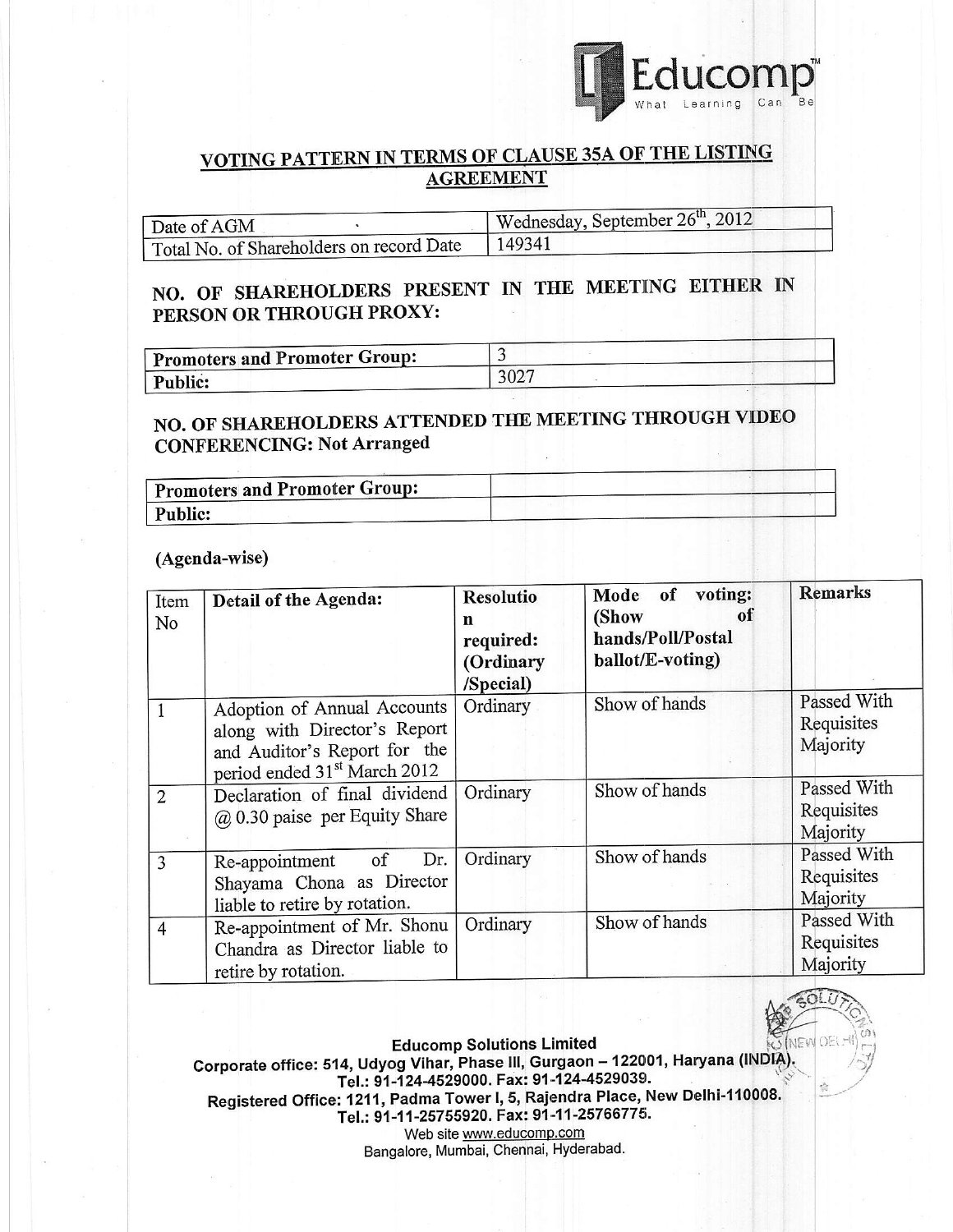## VOTING PATTERN IN TERMS OF CLAUSE 35A OF THE LISTING AGREEMENT

| Date of AGM | Wednesday, September 26th, 2012 |
|---|---|
| Total No. of Shareholders on record Date | 149341 |

### NO. OF SHAREHOLDERS PRESENT IN THE MEETING EITHER IN PERSON OR THROUGH PROXY:

| **Promoters and Promoter Group:** | 3 |
|---|---|
| **Public:** | 3027 |

### NO. OF SHAREHOLDERS ATTENDED THE MEETING THROUGH VIDEO CONFERENCING: Not Arranged

| **Promoters and Promoter Group:** | |
|---|---|
| **Public:** | |

**(Agenda-wise)**

| Item No | **Detail of the Agenda:** | **Resolution required: (Ordinary /Special)** | **Mode of voting: (Show of hands/Poll/Postal ballot/E-voting)** | **Remarks** |
|---|---|---|---|---|
| 1 | Adoption of Annual Accounts along with Director's Report and Auditor's Report for the period ended 31st March 2012 | Ordinary | Show of hands | Passed With Requisites Majority |
| 2 | Declaration of final dividend @ 0.30 paise per Equity Share | Ordinary | Show of hands | Passed With Requisites Majority |
| 3 | Re-appointment of Dr. Shayama Chona as Director liable to retire by rotation. | Ordinary | Show of hands | Passed With Requisites Majority |
| 4 | Re-appointment of Mr. Shonu Chandra as Director liable to retire by rotation. | Ordinary | Show of hands | Passed With Requisites Majority |

**Educomp Solutions Limited**
**Corporate office: 514, Udyog Vihar, Phase III, Gurgaon – 122001, Haryana (INDIA).**
**Tel.: 91-124-4529000. Fax: 91-124-4529039.**
**Registered Office: 1211, Padma Tower I, 5, Rajendra Place, New Delhi-110008.**
**Tel.: 91-11-25755920. Fax: 91-11-25766775.**
Web site www.educomp.com
Bangalore, Mumbai, Chennai, Hyderabad.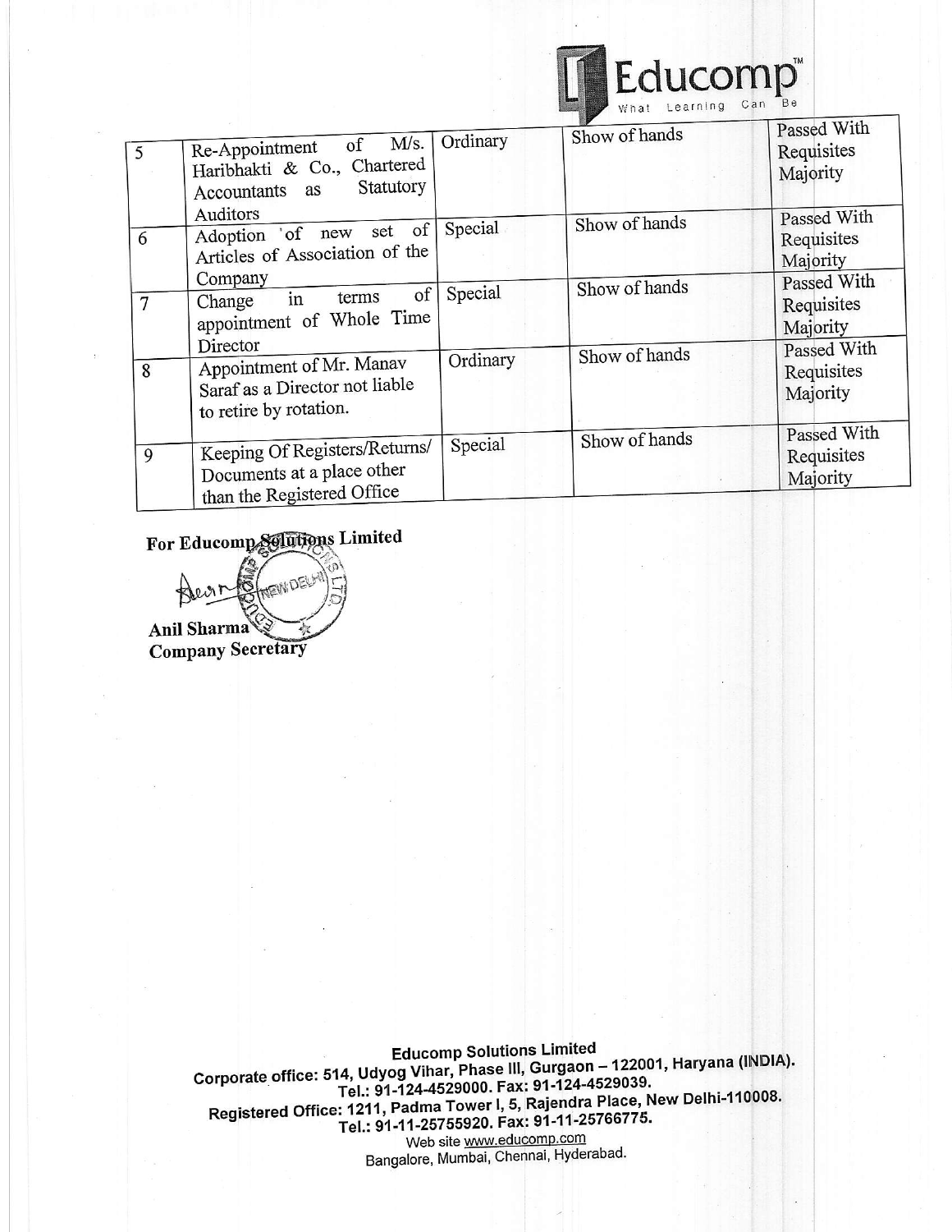| | | | | |
|---|---|---|---|---|
| 5 | Re-Appointment of M/s. Haribhakti & Co., Chartered Accountants as Statutory Auditors | Ordinary | Show of hands | Passed With Requisites Majority |
| 6 | Adoption of new set of Articles of Association of the Company | Special | Show of hands | Passed With Requisites Majority |
| 7 | Change in terms of appointment of Whole Time Director | Special | Show of hands | Passed With Requisites Majority |
| 8 | Appointment of Mr. Manav Saraf as a Director not liable to retire by rotation. | Ordinary | Show of hands | Passed With Requisites Majority |
| 9 | Keeping Of Registers/Returns/ Documents at a place other than the Registered Office | Special | Show of hands | Passed With Requisites Majority |

**For Educomp Solutions Limited**

**Anil Sharma**
**Company Secretary**

**Educomp Solutions Limited**
**Corporate office: 514, Udyog Vihar, Phase III, Gurgaon – 122001, Haryana (INDIA).**
**Tel.: 91-124-4529000. Fax: 91-124-4529039.**
**Registered Office: 1211, Padma Tower I, 5, Rajendra Place, New Delhi-110008.**
**Tel.: 91-11-25755920. Fax: 91-11-25766775.**
Web site www.educomp.com
Bangalore, Mumbai, Chennai, Hyderabad.